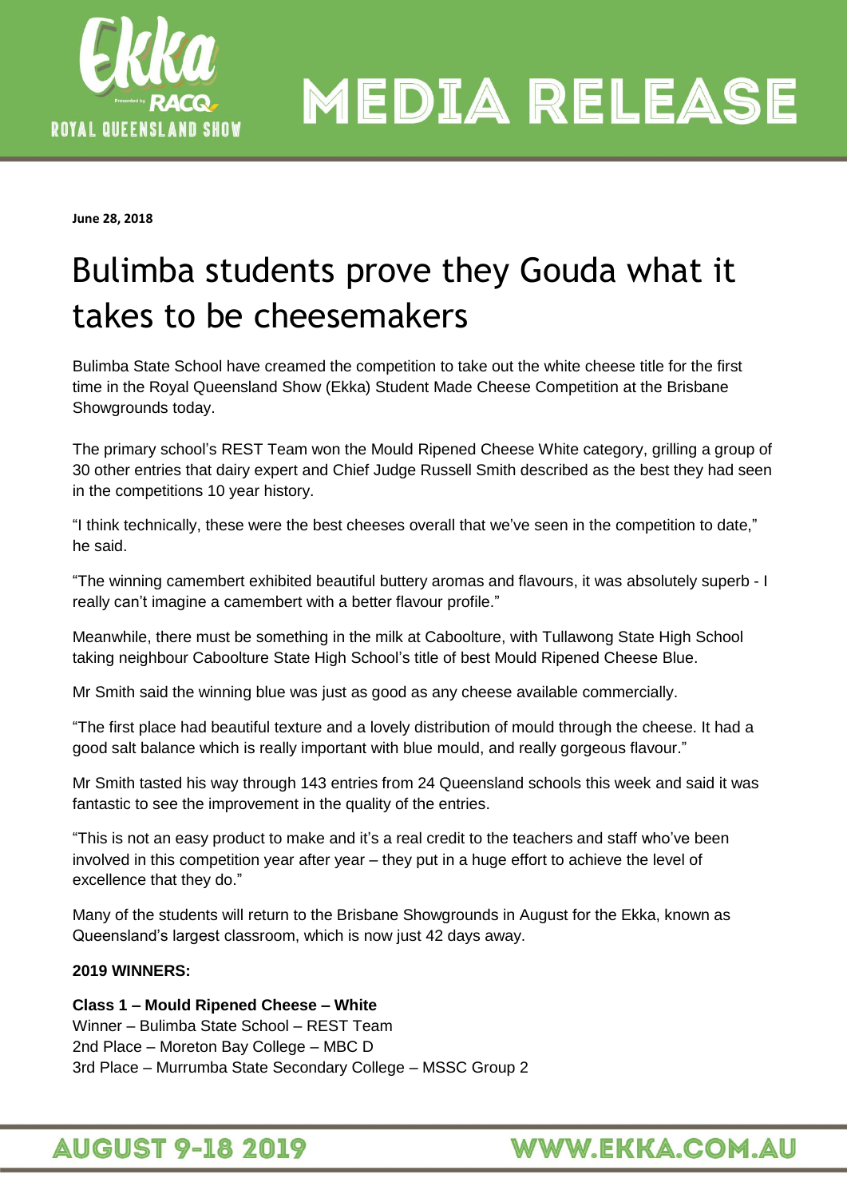# MEDIA RELEASE

**June 28, 2018**

# Bulimba students prove they Gouda what it takes to be cheesemakers

Bulimba State School have creamed the competition to take out the white cheese title for the first time in the Royal Queensland Show (Ekka) Student Made Cheese Competition at the Brisbane Showgrounds today.

The primary school's REST Team won the Mould Ripened Cheese White category, grilling a group of 30 other entries that dairy expert and Chief Judge Russell Smith described as the best they had seen in the competitions 10 year history.

"I think technically, these were the best cheeses overall that we've seen in the competition to date," he said.

"The winning camembert exhibited beautiful buttery aromas and flavours, it was absolutely superb - I really can't imagine a camembert with a better flavour profile."

Meanwhile, there must be something in the milk at Caboolture, with Tullawong State High School taking neighbour Caboolture State High School's title of best Mould Ripened Cheese Blue.

Mr Smith said the winning blue was just as good as any cheese available commercially.

"The first place had beautiful texture and a lovely distribution of mould through the cheese. It had a good salt balance which is really important with blue mould, and really gorgeous flavour."

Mr Smith tasted his way through 143 entries from 24 Queensland schools this week and said it was fantastic to see the improvement in the quality of the entries.

"This is not an easy product to make and it's a real credit to the teachers and staff who've been involved in this competition year after year – they put in a huge effort to achieve the level of excellence that they do."

Many of the students will return to the Brisbane Showgrounds in August for the Ekka, known as Queensland's largest classroom, which is now just 42 days away.

**2019 WINNERS:**

**Class 1 – Mould Ripened Cheese – White**
Winner – Bulimba State School – REST Team
2nd Place – Moreton Bay College – MBC D
3rd Place – Murrumba State Secondary College – MSSC Group 2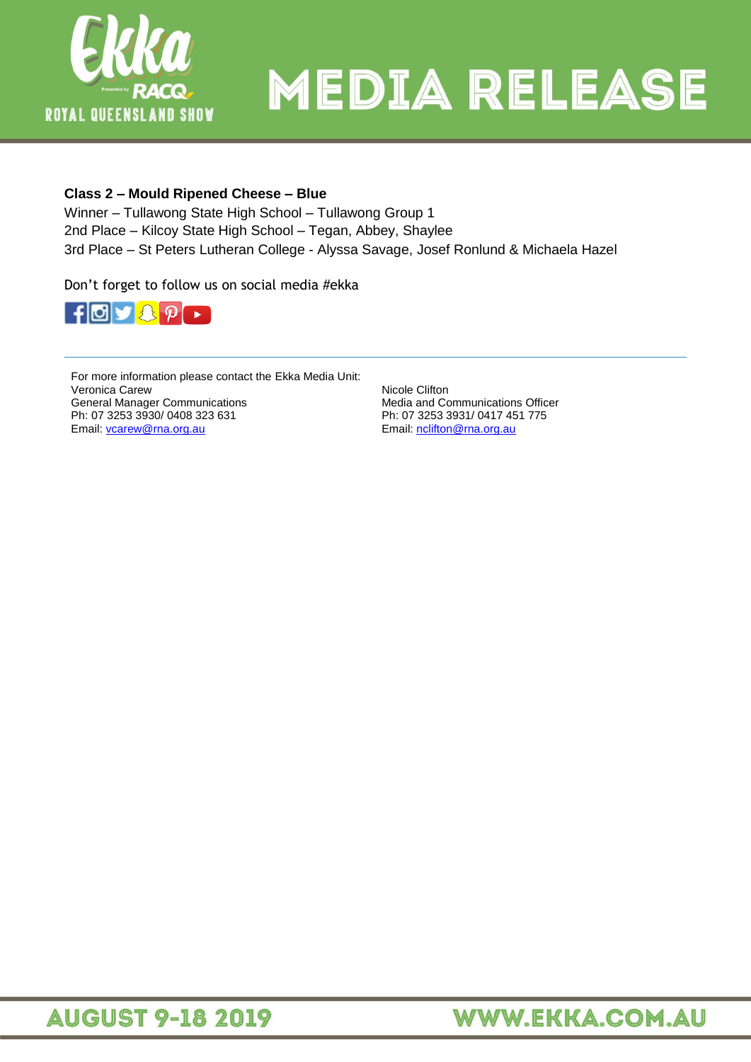**Class 2 – Mould Ripened Cheese – Blue**

Winner – Tullawong State High School – Tullawong Group 1
2nd Place – Kilcoy State High School – Tegan, Abbey, Shaylee
3rd Place – St Peters Lutheran College - Alyssa Savage, Josef Ronlund & Michaela Hazel

Don't forget to follow us on social media #ekka

---

For more information please contact the Ekka Media Unit:
Veronica Carew
General Manager Communications
Ph: 07 3253 3930/ 0408 323 631
Email: vcarew@rna.org.au

Nicole Clifton
Media and Communications Officer
Ph: 07 3253 3931/ 0417 451 775
Email: nclifton@rna.org.au